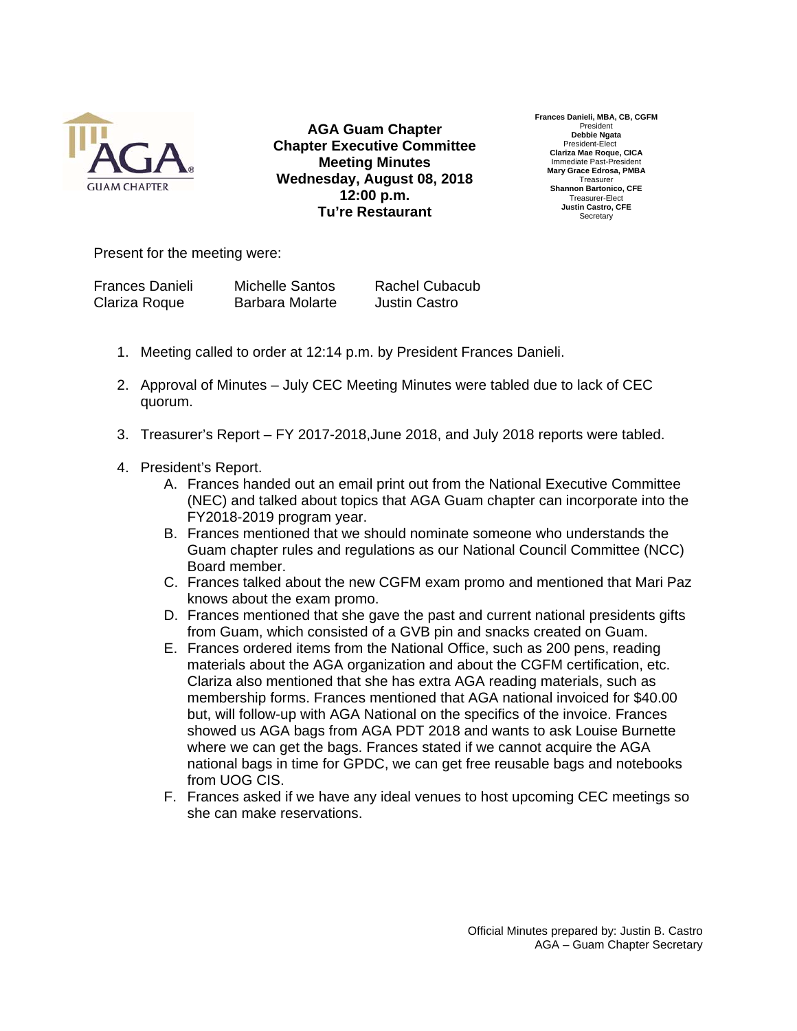**AGA Guam Chapter**
**Chapter Executive Committee**
**Meeting Minutes**
**Wednesday, August 08, 2018**
**12:00 p.m.**
**Tu're Restaurant**

**Frances Danieli, MBA, CB, CGFM**
President
**Debbie Ngata**
President-Elect
**Clariza Mae Roque, CICA**
Immediate Past-President
**Mary Grace Edrosa, PMBA**
Treasurer
**Shannon Bartonico, CFE**
Treasurer-Elect
**Justin Castro, CFE**
Secretary

Present for the meeting were:

| | | |
|---|---|---|
| Frances Danieli | Michelle Santos | Rachel Cubacub |
| Clariza Roque | Barbara Molarte | Justin Castro |

1. Meeting called to order at 12:14 p.m. by President Frances Danieli.

2. Approval of Minutes – July CEC Meeting Minutes were tabled due to lack of CEC quorum.

3. Treasurer's Report – FY 2017-2018,June 2018, and July 2018 reports were tabled.

4. President's Report.
   A. Frances handed out an email print out from the National Executive Committee (NEC) and talked about topics that AGA Guam chapter can incorporate into the FY2018-2019 program year.
   B. Frances mentioned that we should nominate someone who understands the Guam chapter rules and regulations as our National Council Committee (NCC) Board member.
   C. Frances talked about the new CGFM exam promo and mentioned that Mari Paz knows about the exam promo.
   D. Frances mentioned that she gave the past and current national presidents gifts from Guam, which consisted of a GVB pin and snacks created on Guam.
   E. Frances ordered items from the National Office, such as 200 pens, reading materials about the AGA organization and about the CGFM certification, etc. Clariza also mentioned that she has extra AGA reading materials, such as membership forms. Frances mentioned that AGA national invoiced for $40.00 but, will follow-up with AGA National on the specifics of the invoice. Frances showed us AGA bags from AGA PDT 2018 and wants to ask Louise Burnette where we can get the bags. Frances stated if we cannot acquire the AGA national bags in time for GPDC, we can get free reusable bags and notebooks from UOG CIS.
   F. Frances asked if we have any ideal venues to host upcoming CEC meetings so she can make reservations.

Official Minutes prepared by: Justin B. Castro
AGA – Guam Chapter Secretary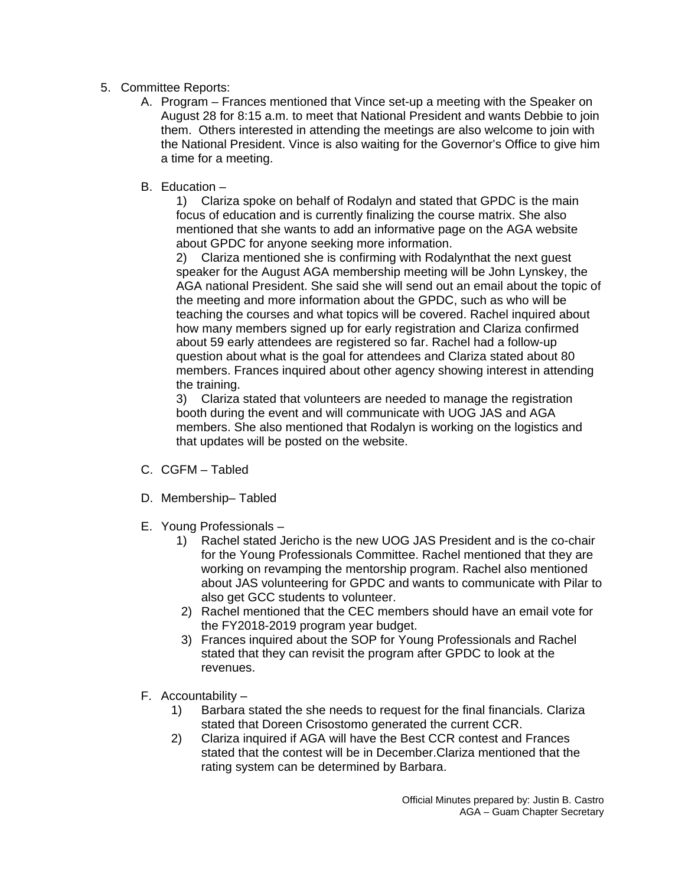5. Committee Reports:
   A. Program – Frances mentioned that Vince set-up a meeting with the Speaker on August 28 for 8:15 a.m. to meet that National President and wants Debbie to join them. Others interested in attending the meetings are also welcome to join with the National President. Vince is also waiting for the Governor's Office to give him a time for a meeting.

   B. Education –
      1) Clariza spoke on behalf of Rodalyn and stated that GPDC is the main focus of education and is currently finalizing the course matrix. She also mentioned that she wants to add an informative page on the AGA website about GPDC for anyone seeking more information.
      2) Clariza mentioned she is confirming with Rodalynthat the next guest speaker for the August AGA membership meeting will be John Lynskey, the AGA national President. She said she will send out an email about the topic of the meeting and more information about the GPDC, such as who will be teaching the courses and what topics will be covered. Rachel inquired about how many members signed up for early registration and Clariza confirmed about 59 early attendees are registered so far. Rachel had a follow-up question about what is the goal for attendees and Clariza stated about 80 members. Frances inquired about other agency showing interest in attending the training.
      3) Clariza stated that volunteers are needed to manage the registration booth during the event and will communicate with UOG JAS and AGA members. She also mentioned that Rodalyn is working on the logistics and that updates will be posted on the website.

   C. CGFM – Tabled

   D. Membership– Tabled

   E. Young Professionals –
      1) Rachel stated Jericho is the new UOG JAS President and is the co-chair for the Young Professionals Committee. Rachel mentioned that they are working on revamping the mentorship program. Rachel also mentioned about JAS volunteering for GPDC and wants to communicate with Pilar to also get GCC students to volunteer.
      2) Rachel mentioned that the CEC members should have an email vote for the FY2018-2019 program year budget.
      3) Frances inquired about the SOP for Young Professionals and Rachel stated that they can revisit the program after GPDC to look at the revenues.

   F. Accountability –
      1) Barbara stated the she needs to request for the final financials. Clariza stated that Doreen Crisostomo generated the current CCR.
      2) Clariza inquired if AGA will have the Best CCR contest and Frances stated that the contest will be in December.Clariza mentioned that the rating system can be determined by Barbara.

Official Minutes prepared by: Justin B. Castro
AGA – Guam Chapter Secretary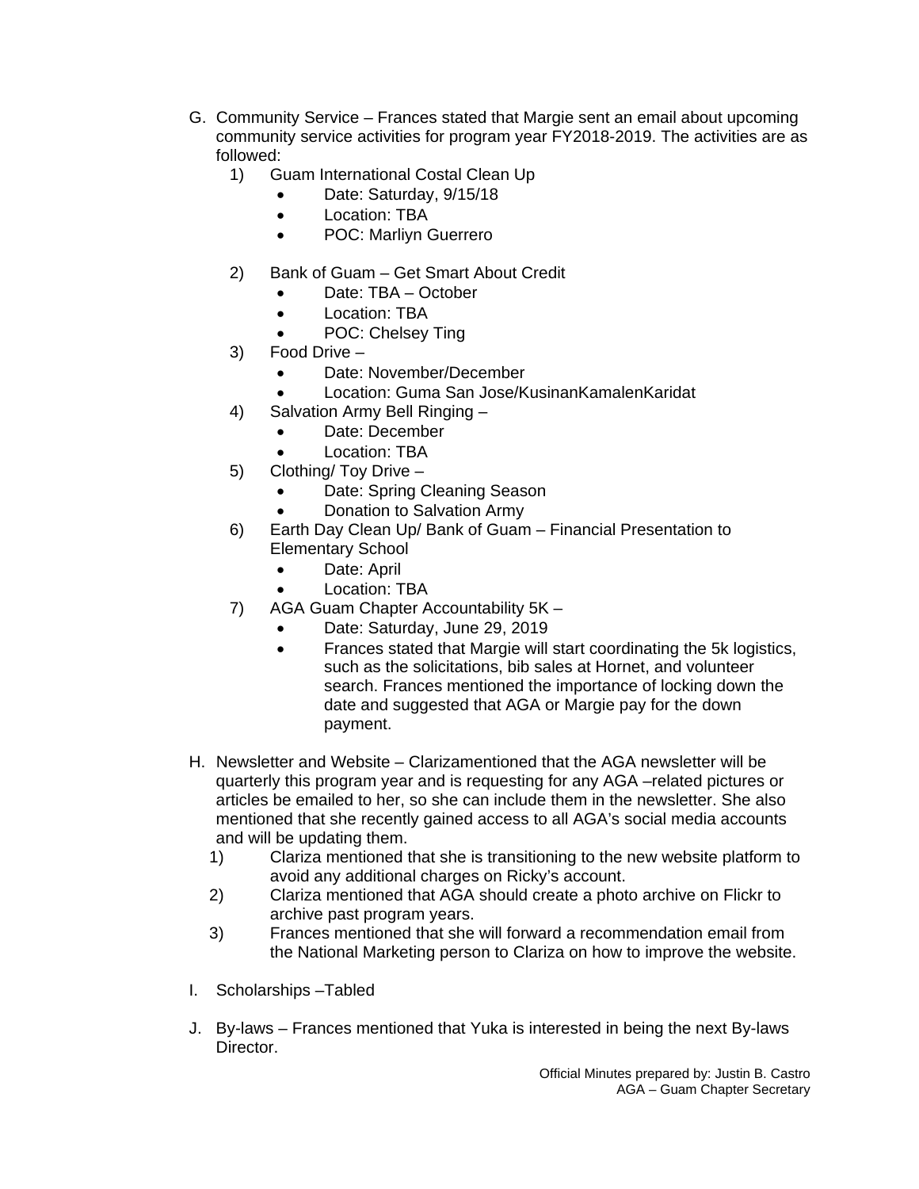G. Community Service – Frances stated that Margie sent an email about upcoming community service activities for program year FY2018-2019. The activities are as followed:

   1) Guam International Costal Clean Up
      - Date: Saturday, 9/15/18
      - Location: TBA
      - POC: Marliyn Guerrero

   2) Bank of Guam – Get Smart About Credit
      - Date: TBA – October
      - Location: TBA
      - POC: Chelsey Ting

   3) Food Drive –
      - Date: November/December
      - Location: Guma San Jose/KusinanKamalenKaridat

   4) Salvation Army Bell Ringing –
      - Date: December
      - Location: TBA

   5) Clothing/ Toy Drive –
      - Date: Spring Cleaning Season
      - Donation to Salvation Army

   6) Earth Day Clean Up/ Bank of Guam – Financial Presentation to Elementary School
      - Date: April
      - Location: TBA

   7) AGA Guam Chapter Accountability 5K –
      - Date: Saturday, June 29, 2019
      - Frances stated that Margie will start coordinating the 5k logistics, such as the solicitations, bib sales at Hornet, and volunteer search. Frances mentioned the importance of locking down the date and suggested that AGA or Margie pay for the down payment.

H. Newsletter and Website – Clarizamentioned that the AGA newsletter will be quarterly this program year and is requesting for any AGA –related pictures or articles be emailed to her, so she can include them in the newsletter. She also mentioned that she recently gained access to all AGA's social media accounts and will be updating them.

   1) Clariza mentioned that she is transitioning to the new website platform to avoid any additional charges on Ricky's account.
   2) Clariza mentioned that AGA should create a photo archive on Flickr to archive past program years.
   3) Frances mentioned that she will forward a recommendation email from the National Marketing person to Clariza on how to improve the website.

I. Scholarships –Tabled

J. By-laws – Frances mentioned that Yuka is interested in being the next By-laws Director.

Official Minutes prepared by: Justin B. Castro
AGA – Guam Chapter Secretary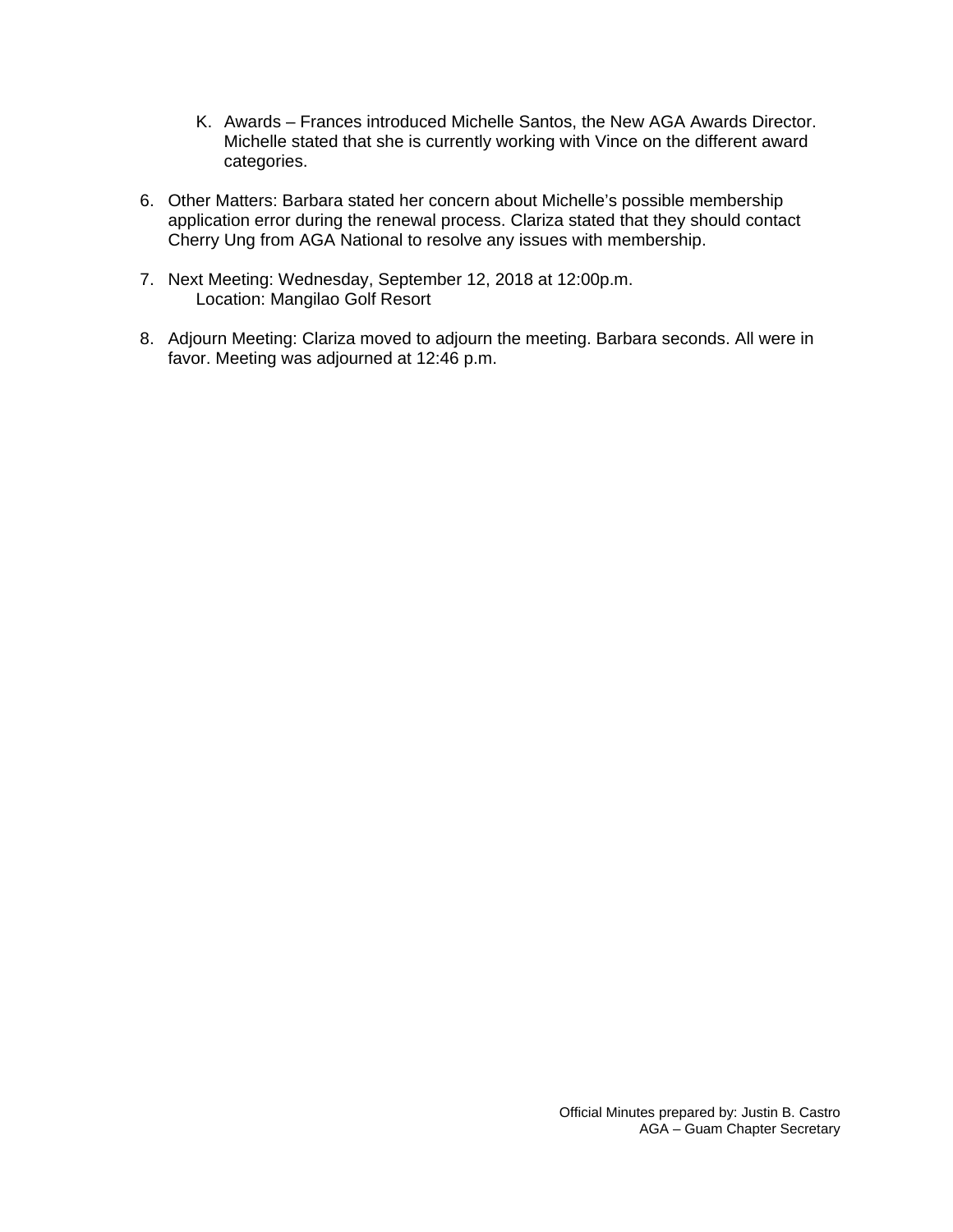K. Awards – Frances introduced Michelle Santos, the New AGA Awards Director. Michelle stated that she is currently working with Vince on the different award categories.

6. Other Matters: Barbara stated her concern about Michelle's possible membership application error during the renewal process. Clariza stated that they should contact Cherry Ung from AGA National to resolve any issues with membership.

7. Next Meeting: Wednesday, September 12, 2018 at 12:00p.m.
   Location: Mangilao Golf Resort

8. Adjourn Meeting: Clariza moved to adjourn the meeting. Barbara seconds. All were in favor. Meeting was adjourned at 12:46 p.m.

Official Minutes prepared by: Justin B. Castro
AGA – Guam Chapter Secretary